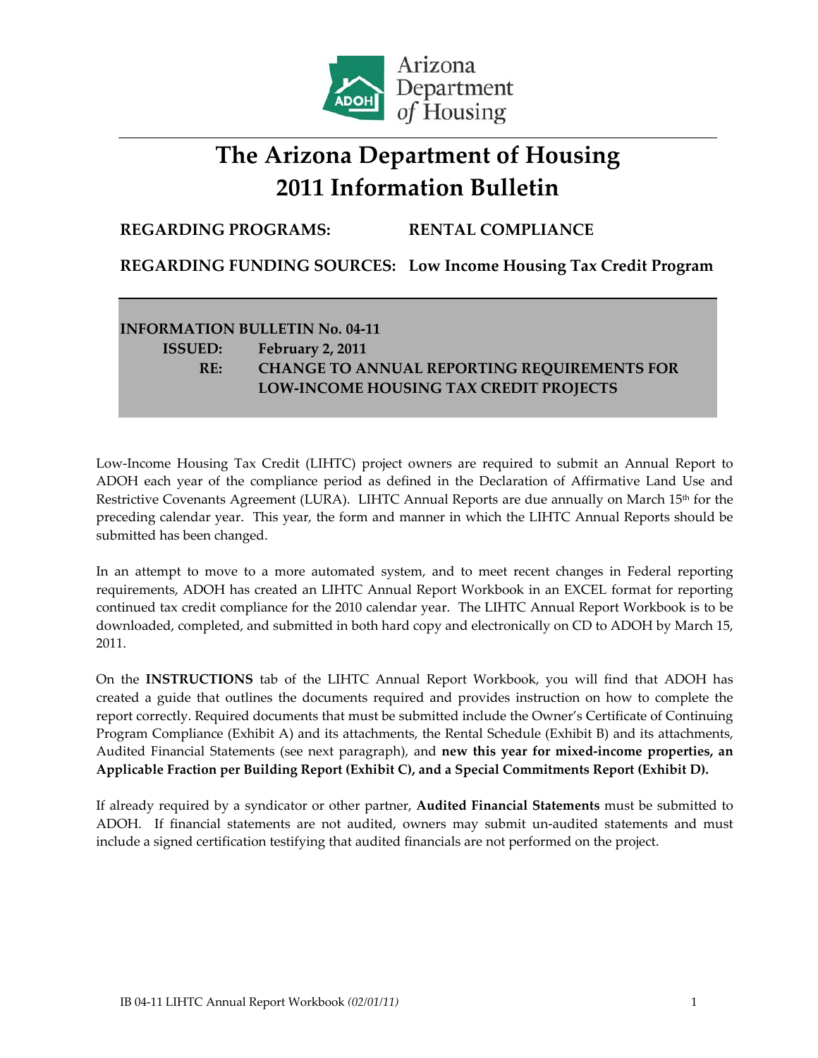Arizona Department of Housing

# The Arizona Department of Housing 2011 Information Bulletin

**REGARDING PROGRAMS:** **RENTAL COMPLIANCE**

**REGARDING FUNDING SOURCES:** **Low Income Housing Tax Credit Program**

**INFORMATION BULLETIN No. 04-11**

**ISSUED:** **February 2, 2011**

**RE:** **CHANGE TO ANNUAL REPORTING REQUIREMENTS FOR LOW-INCOME HOUSING TAX CREDIT PROJECTS**

Low-Income Housing Tax Credit (LIHTC) project owners are required to submit an Annual Report to ADOH each year of the compliance period as defined in the Declaration of Affirmative Land Use and Restrictive Covenants Agreement (LURA). LIHTC Annual Reports are due annually on March 15th for the preceding calendar year. This year, the form and manner in which the LIHTC Annual Reports should be submitted has been changed.

In an attempt to move to a more automated system, and to meet recent changes in Federal reporting requirements, ADOH has created an LIHTC Annual Report Workbook in an EXCEL format for reporting continued tax credit compliance for the 2010 calendar year. The LIHTC Annual Report Workbook is to be downloaded, completed, and submitted in both hard copy and electronically on CD to ADOH by March 15, 2011.

On the **INSTRUCTIONS** tab of the LIHTC Annual Report Workbook, you will find that ADOH has created a guide that outlines the documents required and provides instruction on how to complete the report correctly. Required documents that must be submitted include the Owner's Certificate of Continuing Program Compliance (Exhibit A) and its attachments, the Rental Schedule (Exhibit B) and its attachments, Audited Financial Statements (see next paragraph), and **new this year for mixed-income properties, an Applicable Fraction per Building Report (Exhibit C), and a Special Commitments Report (Exhibit D).**

If already required by a syndicator or other partner, **Audited Financial Statements** must be submitted to ADOH. If financial statements are not audited, owners may submit un-audited statements and must include a signed certification testifying that audited financials are not performed on the project.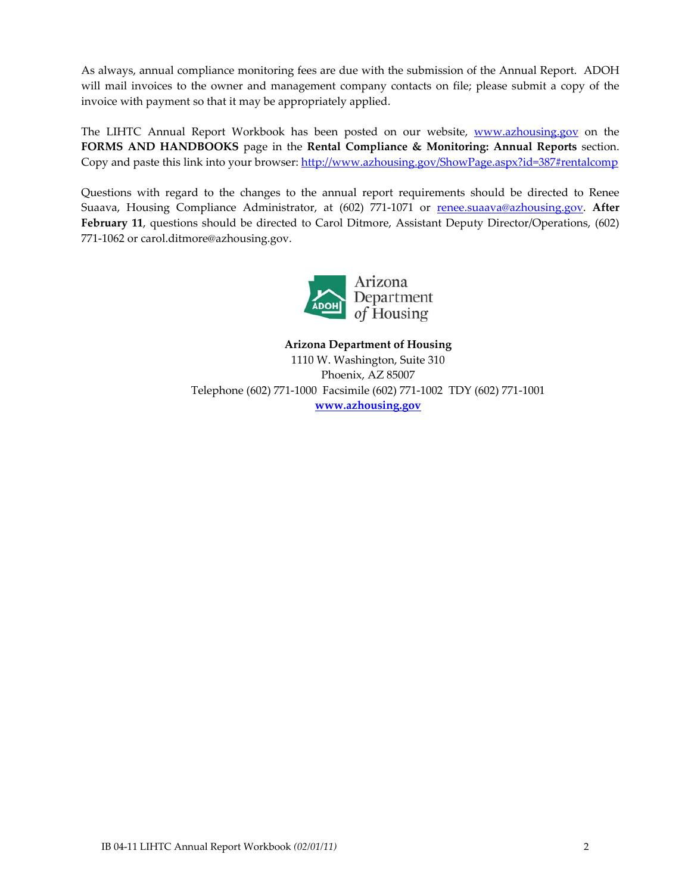As always, annual compliance monitoring fees are due with the submission of the Annual Report. ADOH will mail invoices to the owner and management company contacts on file; please submit a copy of the invoice with payment so that it may be appropriately applied.

The LIHTC Annual Report Workbook has been posted on our website, www.azhousing.gov on the **FORMS AND HANDBOOKS** page in the **Rental Compliance & Monitoring: Annual Reports** section. Copy and paste this link into your browser: http://www.azhousing.gov/ShowPage.aspx?id=387#rentalcomp

Questions with regard to the changes to the annual report requirements should be directed to Renee Suaava, Housing Compliance Administrator, at (602) 771-1071 or renee.suaava@azhousing.gov. **After February 11**, questions should be directed to Carol Ditmore, Assistant Deputy Director/Operations, (602) 771-1062 or carol.ditmore@azhousing.gov.

**Arizona Department of Housing**
1110 W. Washington, Suite 310
Phoenix, AZ 85007
Telephone (602) 771-1000 Facsimile (602) 771-1002 TDY (602) 771-1001
**www.azhousing.gov**